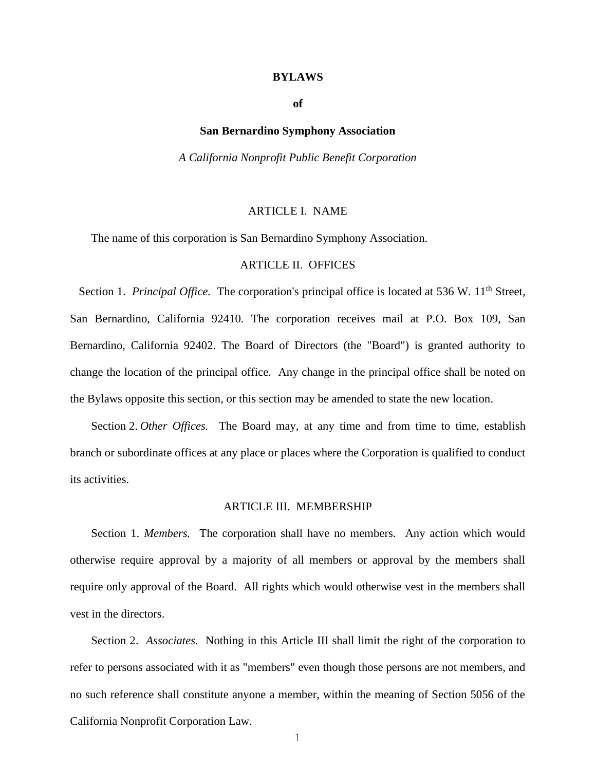# BYLAWS

**of**

**San Bernardino Symphony Association**

*A California Nonprofit Public Benefit Corporation*

## ARTICLE I. NAME

The name of this corporation is San Bernardino Symphony Association.

## ARTICLE II. OFFICES

Section 1. *Principal Office.* The corporation's principal office is located at 536 W. 11th Street, San Bernardino, California 92410. The corporation receives mail at P.O. Box 109, San Bernardino, California 92402. The Board of Directors (the "Board") is granted authority to change the location of the principal office. Any change in the principal office shall be noted on the Bylaws opposite this section, or this section may be amended to state the new location.

Section 2. *Other Offices.* The Board may, at any time and from time to time, establish branch or subordinate offices at any place or places where the Corporation is qualified to conduct its activities.

## ARTICLE III. MEMBERSHIP

Section 1. *Members.* The corporation shall have no members. Any action which would otherwise require approval by a majority of all members or approval by the members shall require only approval of the Board. All rights which would otherwise vest in the members shall vest in the directors.

Section 2. *Associates.* Nothing in this Article III shall limit the right of the corporation to refer to persons associated with it as "members" even though those persons are not members, and no such reference shall constitute anyone a member, within the meaning of Section 5056 of the California Nonprofit Corporation Law.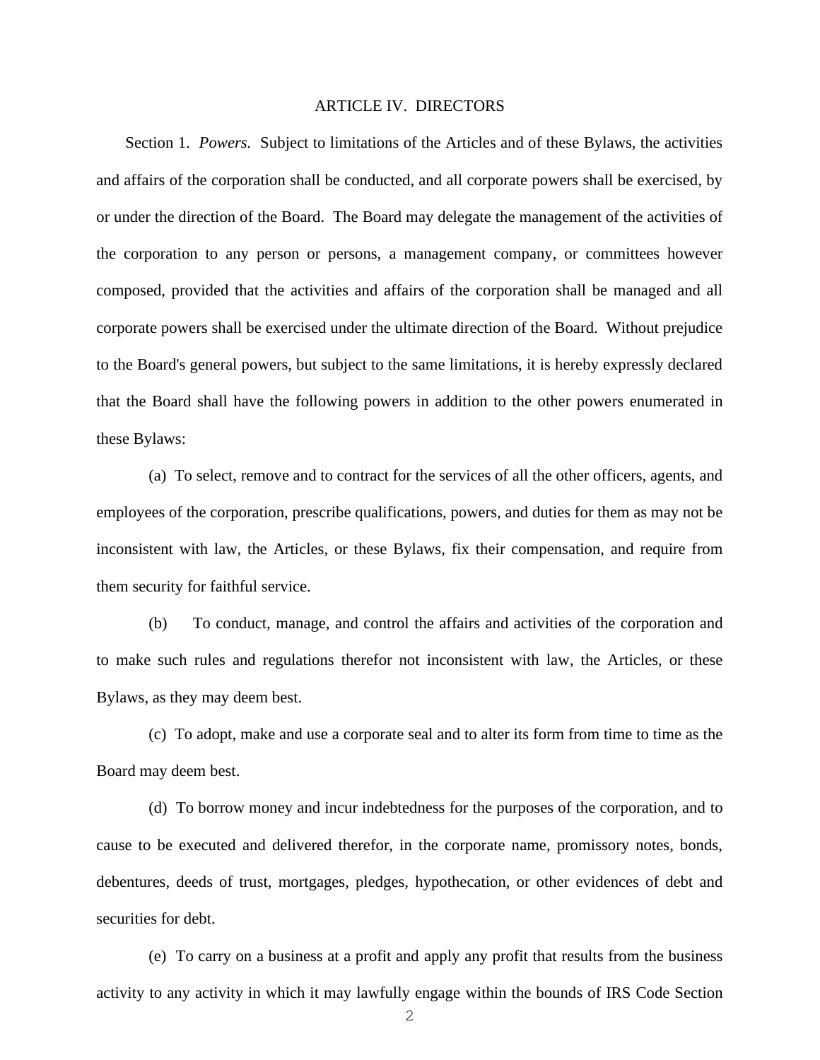## ARTICLE IV. DIRECTORS

Section 1. *Powers.* Subject to limitations of the Articles and of these Bylaws, the activities and affairs of the corporation shall be conducted, and all corporate powers shall be exercised, by or under the direction of the Board. The Board may delegate the management of the activities of the corporation to any person or persons, a management company, or committees however composed, provided that the activities and affairs of the corporation shall be managed and all corporate powers shall be exercised under the ultimate direction of the Board. Without prejudice to the Board's general powers, but subject to the same limitations, it is hereby expressly declared that the Board shall have the following powers in addition to the other powers enumerated in these Bylaws:

(a) To select, remove and to contract for the services of all the other officers, agents, and employees of the corporation, prescribe qualifications, powers, and duties for them as may not be inconsistent with law, the Articles, or these Bylaws, fix their compensation, and require from them security for faithful service.

(b) To conduct, manage, and control the affairs and activities of the corporation and to make such rules and regulations therefor not inconsistent with law, the Articles, or these Bylaws, as they may deem best.

(c) To adopt, make and use a corporate seal and to alter its form from time to time as the Board may deem best.

(d) To borrow money and incur indebtedness for the purposes of the corporation, and to cause to be executed and delivered therefor, in the corporate name, promissory notes, bonds, debentures, deeds of trust, mortgages, pledges, hypothecation, or other evidences of debt and securities for debt.

(e) To carry on a business at a profit and apply any profit that results from the business activity to any activity in which it may lawfully engage within the bounds of IRS Code Section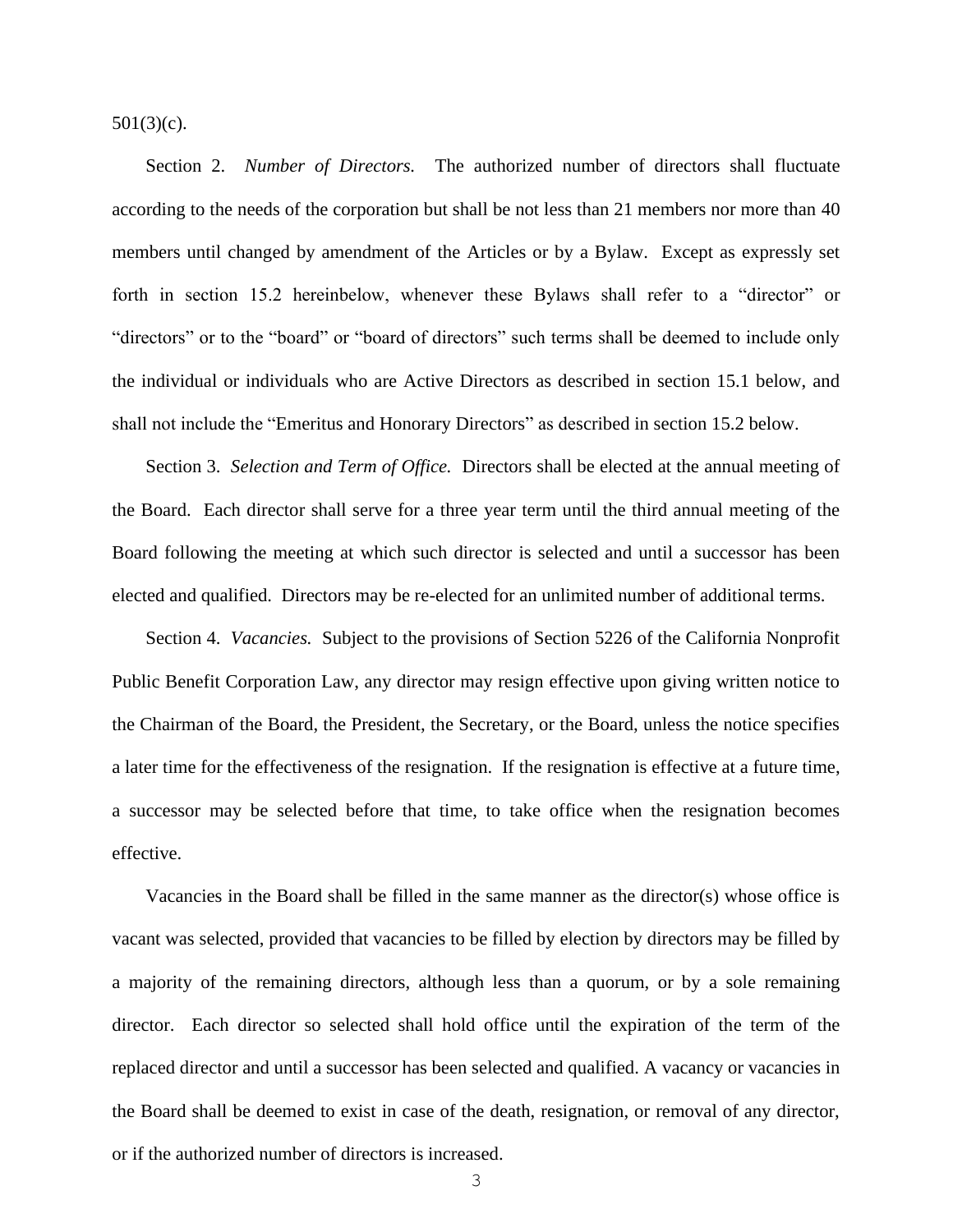501(3)(c).

Section 2. *Number of Directors.* The authorized number of directors shall fluctuate according to the needs of the corporation but shall be not less than 21 members nor more than 40 members until changed by amendment of the Articles or by a Bylaw. Except as expressly set forth in section 15.2 hereinbelow, whenever these Bylaws shall refer to a "director" or "directors" or to the "board" or "board of directors" such terms shall be deemed to include only the individual or individuals who are Active Directors as described in section 15.1 below, and shall not include the "Emeritus and Honorary Directors" as described in section 15.2 below.

Section 3. *Selection and Term of Office.* Directors shall be elected at the annual meeting of the Board. Each director shall serve for a three year term until the third annual meeting of the Board following the meeting at which such director is selected and until a successor has been elected and qualified. Directors may be re-elected for an unlimited number of additional terms.

Section 4. *Vacancies.* Subject to the provisions of Section 5226 of the California Nonprofit Public Benefit Corporation Law, any director may resign effective upon giving written notice to the Chairman of the Board, the President, the Secretary, or the Board, unless the notice specifies a later time for the effectiveness of the resignation. If the resignation is effective at a future time, a successor may be selected before that time, to take office when the resignation becomes effective.

Vacancies in the Board shall be filled in the same manner as the director(s) whose office is vacant was selected, provided that vacancies to be filled by election by directors may be filled by a majority of the remaining directors, although less than a quorum, or by a sole remaining director. Each director so selected shall hold office until the expiration of the term of the replaced director and until a successor has been selected and qualified. A vacancy or vacancies in the Board shall be deemed to exist in case of the death, resignation, or removal of any director, or if the authorized number of directors is increased.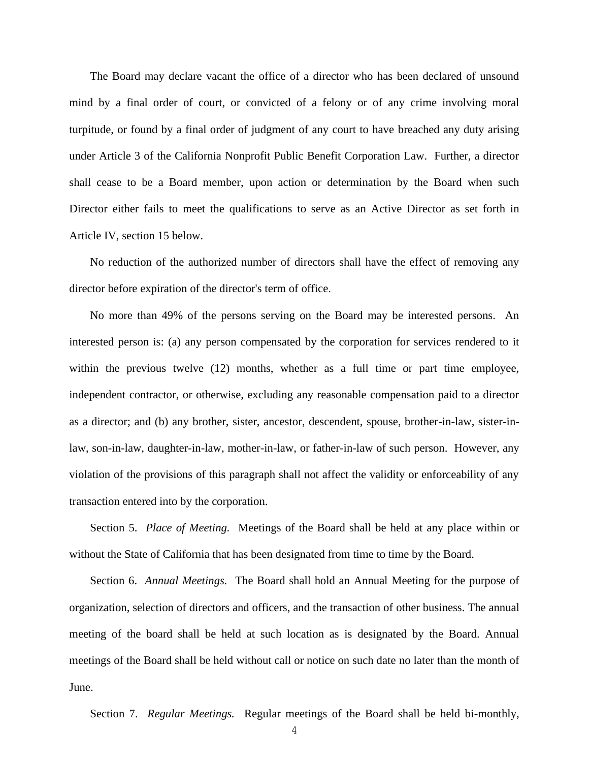The Board may declare vacant the office of a director who has been declared of unsound mind by a final order of court, or convicted of a felony or of any crime involving moral turpitude, or found by a final order of judgment of any court to have breached any duty arising under Article 3 of the California Nonprofit Public Benefit Corporation Law. Further, a director shall cease to be a Board member, upon action or determination by the Board when such Director either fails to meet the qualifications to serve as an Active Director as set forth in Article IV, section 15 below.

No reduction of the authorized number of directors shall have the effect of removing any director before expiration of the director's term of office.

No more than 49% of the persons serving on the Board may be interested persons. An interested person is: (a) any person compensated by the corporation for services rendered to it within the previous twelve (12) months, whether as a full time or part time employee, independent contractor, or otherwise, excluding any reasonable compensation paid to a director as a director; and (b) any brother, sister, ancestor, descendent, spouse, brother-in-law, sister-in-law, son-in-law, daughter-in-law, mother-in-law, or father-in-law of such person. However, any violation of the provisions of this paragraph shall not affect the validity or enforceability of any transaction entered into by the corporation.

Section 5. *Place of Meeting.* Meetings of the Board shall be held at any place within or without the State of California that has been designated from time to time by the Board.

Section 6. *Annual Meetings.* The Board shall hold an Annual Meeting for the purpose of organization, selection of directors and officers, and the transaction of other business. The annual meeting of the board shall be held at such location as is designated by the Board. Annual meetings of the Board shall be held without call or notice on such date no later than the month of June.

Section 7. *Regular Meetings.* Regular meetings of the Board shall be held bi-monthly,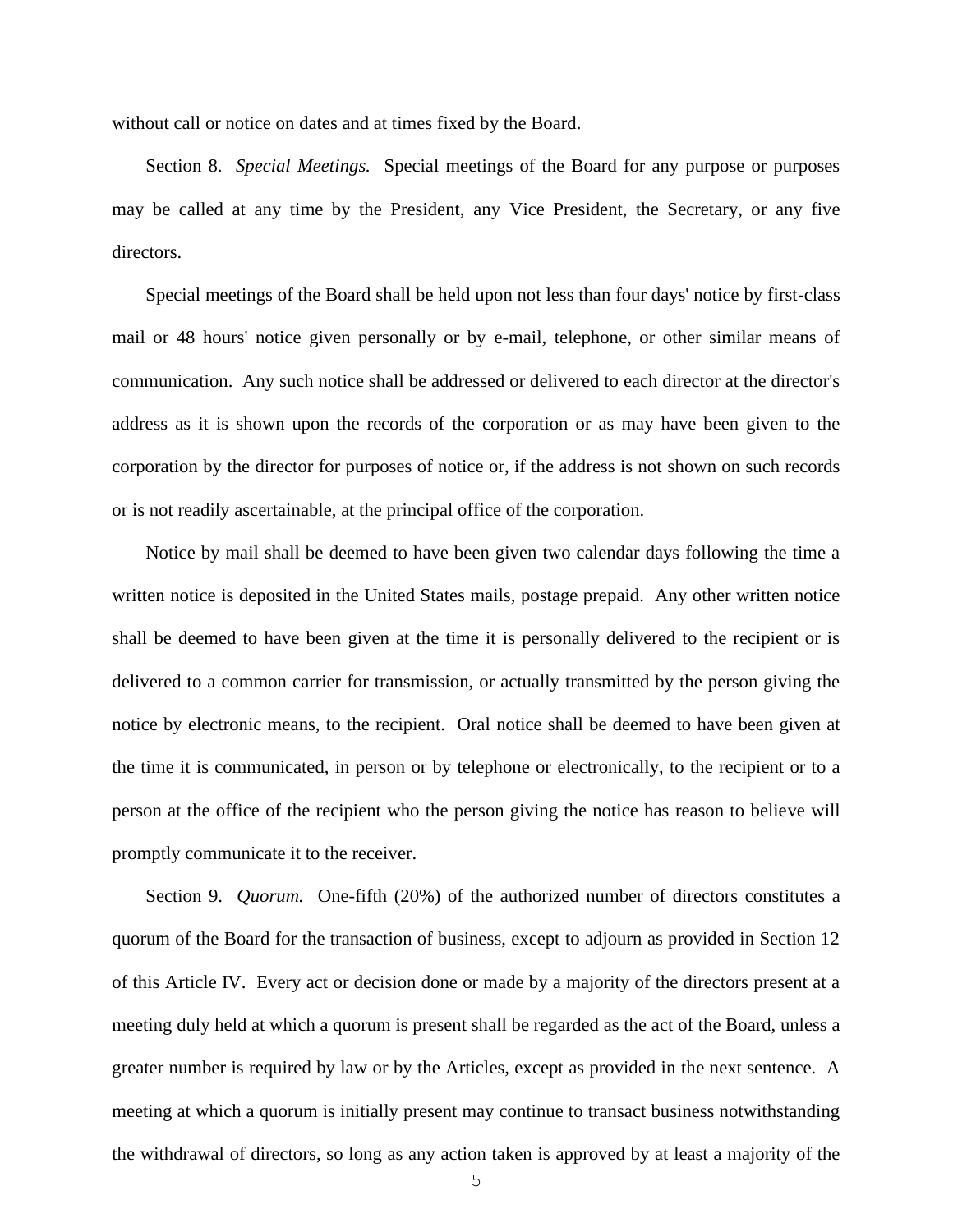without call or notice on dates and at times fixed by the Board.

Section 8. *Special Meetings.* Special meetings of the Board for any purpose or purposes may be called at any time by the President, any Vice President, the Secretary, or any five directors.

Special meetings of the Board shall be held upon not less than four days' notice by first-class mail or 48 hours' notice given personally or by e-mail, telephone, or other similar means of communication. Any such notice shall be addressed or delivered to each director at the director's address as it is shown upon the records of the corporation or as may have been given to the corporation by the director for purposes of notice or, if the address is not shown on such records or is not readily ascertainable, at the principal office of the corporation.

Notice by mail shall be deemed to have been given two calendar days following the time a written notice is deposited in the United States mails, postage prepaid. Any other written notice shall be deemed to have been given at the time it is personally delivered to the recipient or is delivered to a common carrier for transmission, or actually transmitted by the person giving the notice by electronic means, to the recipient. Oral notice shall be deemed to have been given at the time it is communicated, in person or by telephone or electronically, to the recipient or to a person at the office of the recipient who the person giving the notice has reason to believe will promptly communicate it to the receiver.

Section 9. *Quorum.* One-fifth (20%) of the authorized number of directors constitutes a quorum of the Board for the transaction of business, except to adjourn as provided in Section 12 of this Article IV. Every act or decision done or made by a majority of the directors present at a meeting duly held at which a quorum is present shall be regarded as the act of the Board, unless a greater number is required by law or by the Articles, except as provided in the next sentence. A meeting at which a quorum is initially present may continue to transact business notwithstanding the withdrawal of directors, so long as any action taken is approved by at least a majority of the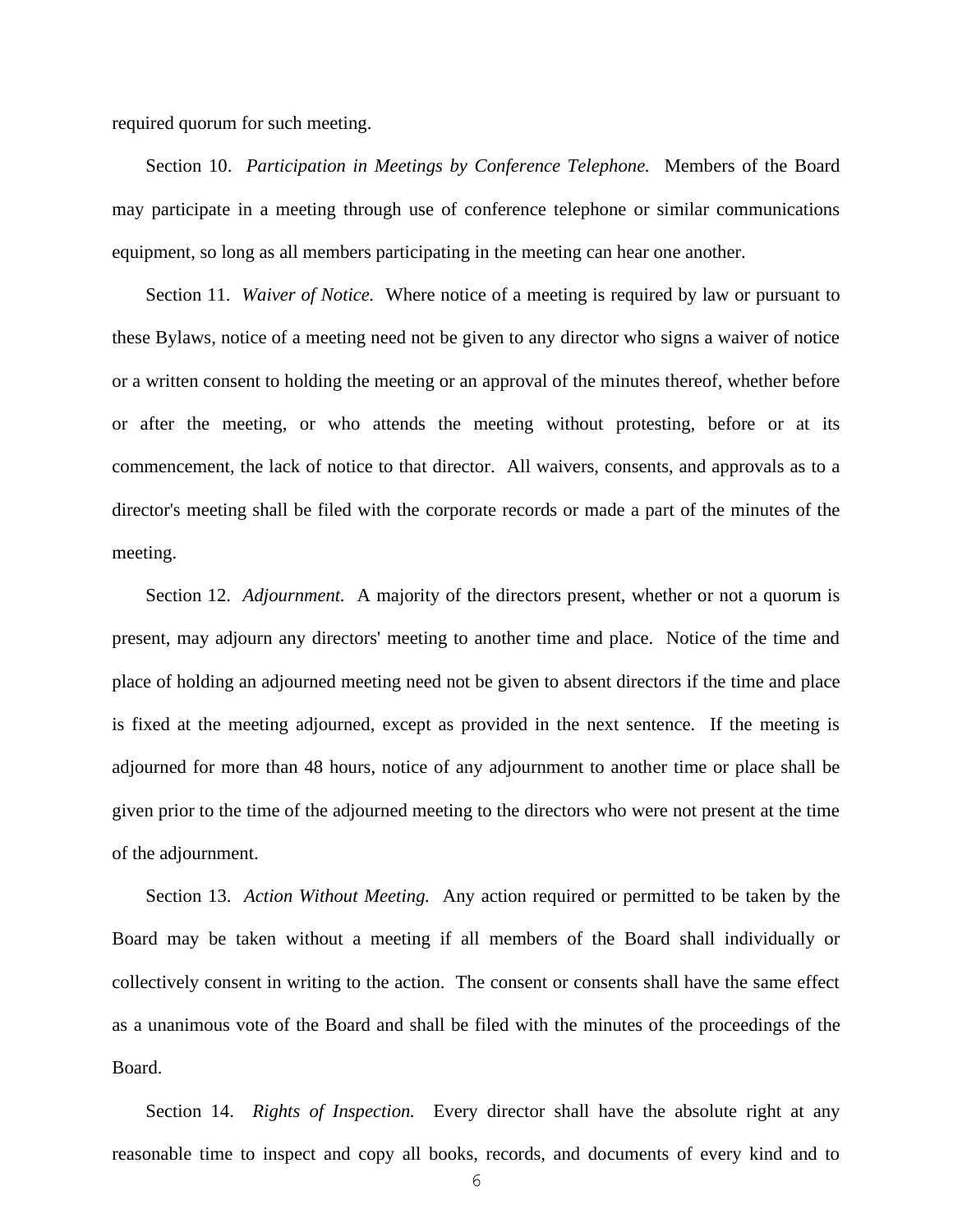required quorum for such meeting.

Section 10. *Participation in Meetings by Conference Telephone.* Members of the Board may participate in a meeting through use of conference telephone or similar communications equipment, so long as all members participating in the meeting can hear one another.

Section 11. *Waiver of Notice.* Where notice of a meeting is required by law or pursuant to these Bylaws, notice of a meeting need not be given to any director who signs a waiver of notice or a written consent to holding the meeting or an approval of the minutes thereof, whether before or after the meeting, or who attends the meeting without protesting, before or at its commencement, the lack of notice to that director. All waivers, consents, and approvals as to a director's meeting shall be filed with the corporate records or made a part of the minutes of the meeting.

Section 12. *Adjournment.* A majority of the directors present, whether or not a quorum is present, may adjourn any directors' meeting to another time and place. Notice of the time and place of holding an adjourned meeting need not be given to absent directors if the time and place is fixed at the meeting adjourned, except as provided in the next sentence. If the meeting is adjourned for more than 48 hours, notice of any adjournment to another time or place shall be given prior to the time of the adjourned meeting to the directors who were not present at the time of the adjournment.

Section 13. *Action Without Meeting.* Any action required or permitted to be taken by the Board may be taken without a meeting if all members of the Board shall individually or collectively consent in writing to the action. The consent or consents shall have the same effect as a unanimous vote of the Board and shall be filed with the minutes of the proceedings of the Board.

Section 14. *Rights of Inspection.* Every director shall have the absolute right at any reasonable time to inspect and copy all books, records, and documents of every kind and to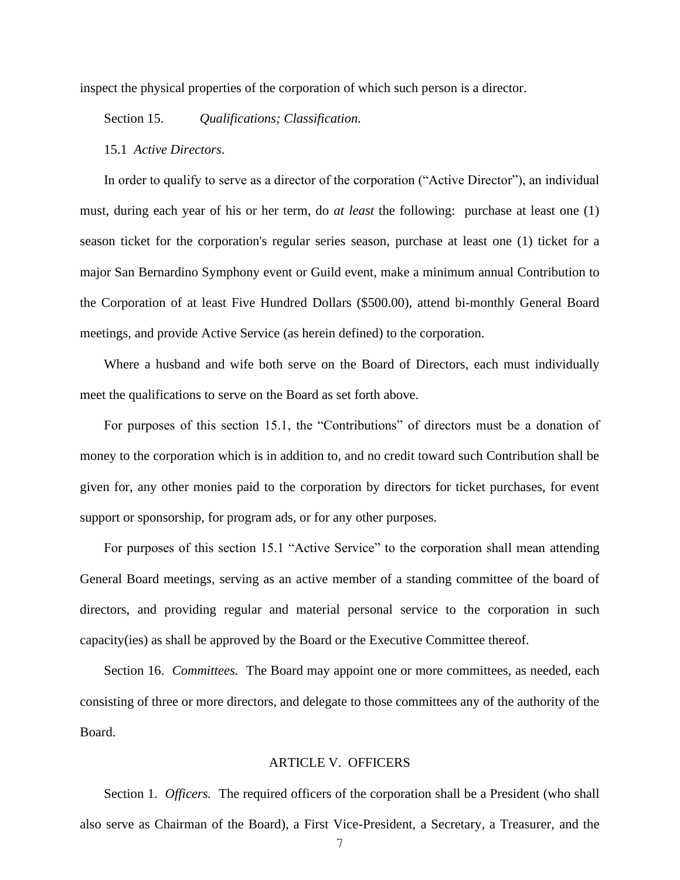inspect the physical properties of the corporation of which such person is a director.

Section 15. *Qualifications; Classification.*

15.1 *Active Directors.*

In order to qualify to serve as a director of the corporation ("Active Director"), an individual must, during each year of his or her term, do *at least* the following: purchase at least one (1) season ticket for the corporation's regular series season, purchase at least one (1) ticket for a major San Bernardino Symphony event or Guild event, make a minimum annual Contribution to the Corporation of at least Five Hundred Dollars ($500.00), attend bi-monthly General Board meetings, and provide Active Service (as herein defined) to the corporation.

Where a husband and wife both serve on the Board of Directors, each must individually meet the qualifications to serve on the Board as set forth above.

For purposes of this section 15.1, the "Contributions" of directors must be a donation of money to the corporation which is in addition to, and no credit toward such Contribution shall be given for, any other monies paid to the corporation by directors for ticket purchases, for event support or sponsorship, for program ads, or for any other purposes.

For purposes of this section 15.1 "Active Service" to the corporation shall mean attending General Board meetings, serving as an active member of a standing committee of the board of directors, and providing regular and material personal service to the corporation in such capacity(ies) as shall be approved by the Board or the Executive Committee thereof.

Section 16. *Committees.* The Board may appoint one or more committees, as needed, each consisting of three or more directors, and delegate to those committees any of the authority of the Board.

## ARTICLE V. OFFICERS

Section 1. *Officers.* The required officers of the corporation shall be a President (who shall also serve as Chairman of the Board), a First Vice-President, a Secretary, a Treasurer, and the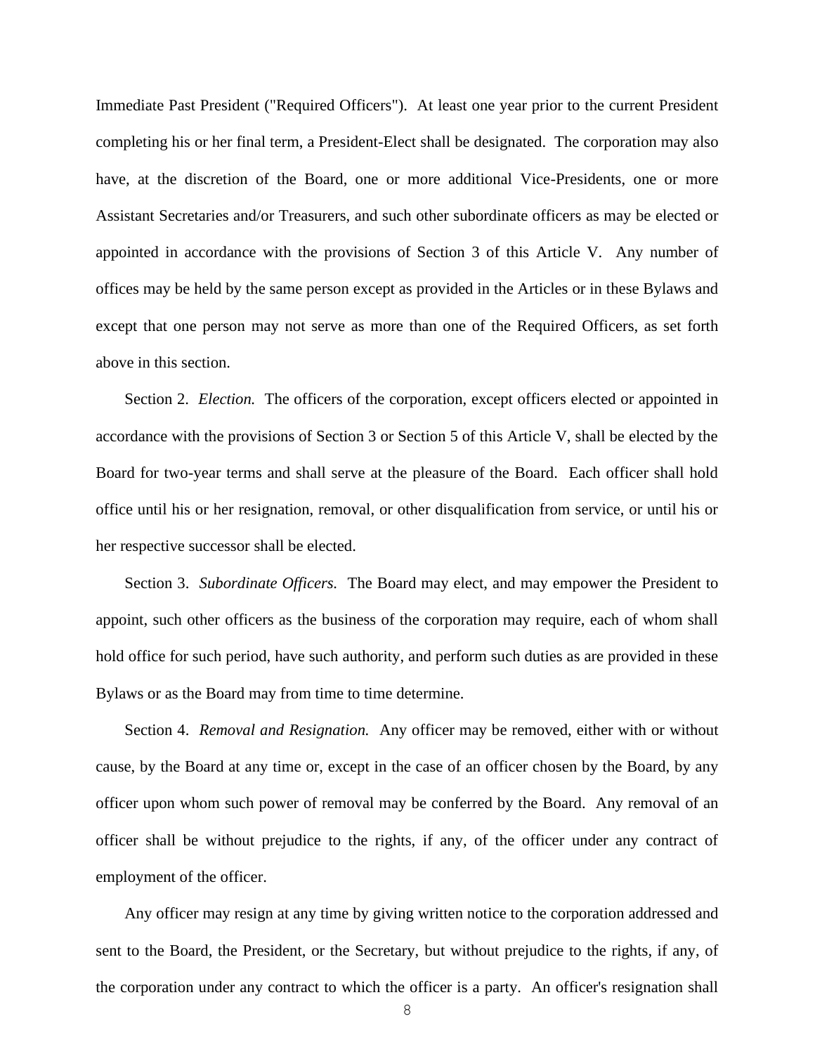Immediate Past President ("Required Officers"). At least one year prior to the current President completing his or her final term, a President-Elect shall be designated. The corporation may also have, at the discretion of the Board, one or more additional Vice-Presidents, one or more Assistant Secretaries and/or Treasurers, and such other subordinate officers as may be elected or appointed in accordance with the provisions of Section 3 of this Article V. Any number of offices may be held by the same person except as provided in the Articles or in these Bylaws and except that one person may not serve as more than one of the Required Officers, as set forth above in this section.

Section 2. *Election.* The officers of the corporation, except officers elected or appointed in accordance with the provisions of Section 3 or Section 5 of this Article V, shall be elected by the Board for two-year terms and shall serve at the pleasure of the Board. Each officer shall hold office until his or her resignation, removal, or other disqualification from service, or until his or her respective successor shall be elected.

Section 3. *Subordinate Officers.* The Board may elect, and may empower the President to appoint, such other officers as the business of the corporation may require, each of whom shall hold office for such period, have such authority, and perform such duties as are provided in these Bylaws or as the Board may from time to time determine.

Section 4. *Removal and Resignation.* Any officer may be removed, either with or without cause, by the Board at any time or, except in the case of an officer chosen by the Board, by any officer upon whom such power of removal may be conferred by the Board. Any removal of an officer shall be without prejudice to the rights, if any, of the officer under any contract of employment of the officer.

Any officer may resign at any time by giving written notice to the corporation addressed and sent to the Board, the President, or the Secretary, but without prejudice to the rights, if any, of the corporation under any contract to which the officer is a party. An officer's resignation shall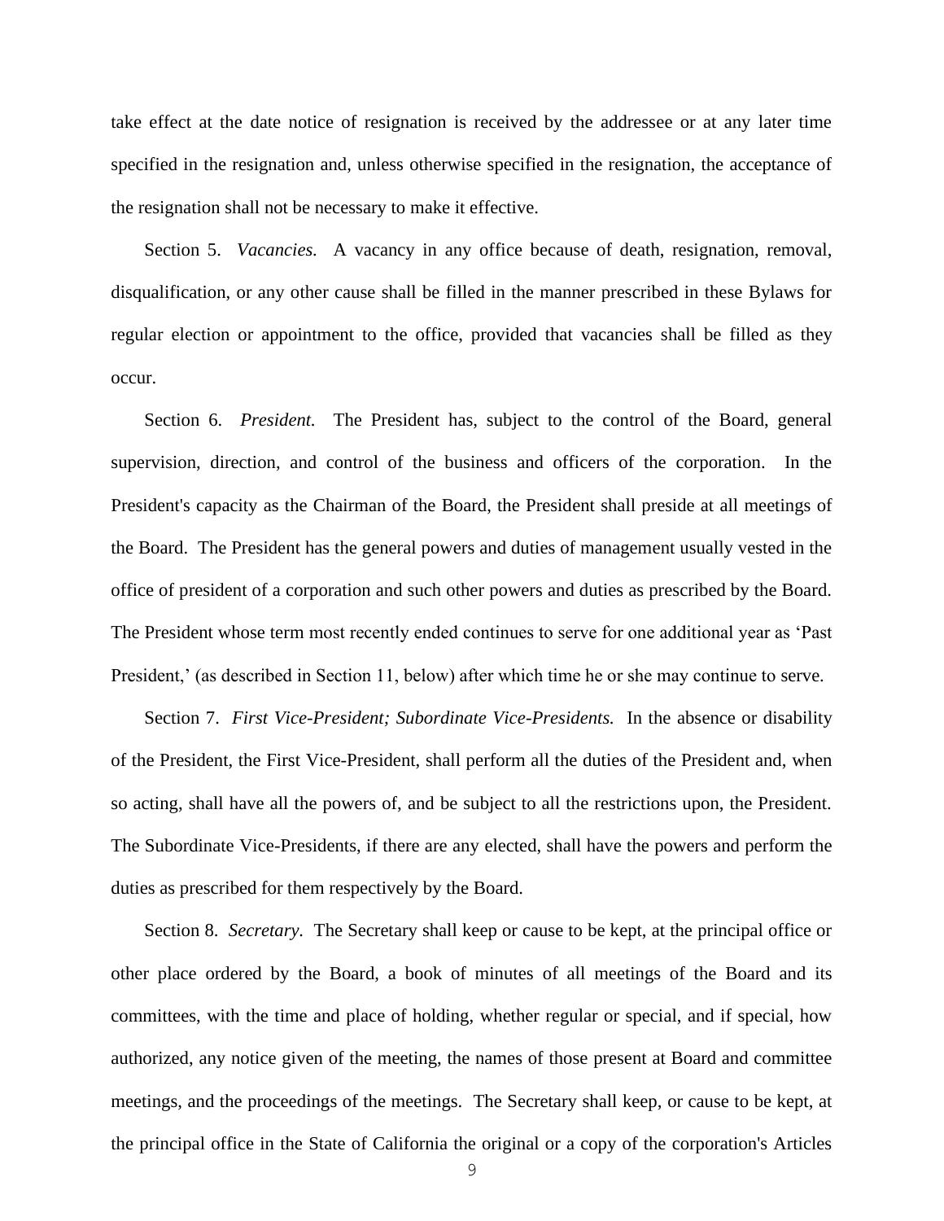take effect at the date notice of resignation is received by the addressee or at any later time specified in the resignation and, unless otherwise specified in the resignation, the acceptance of the resignation shall not be necessary to make it effective.

Section 5. *Vacancies.* A vacancy in any office because of death, resignation, removal, disqualification, or any other cause shall be filled in the manner prescribed in these Bylaws for regular election or appointment to the office, provided that vacancies shall be filled as they occur.

Section 6. *President.* The President has, subject to the control of the Board, general supervision, direction, and control of the business and officers of the corporation. In the President's capacity as the Chairman of the Board, the President shall preside at all meetings of the Board. The President has the general powers and duties of management usually vested in the office of president of a corporation and such other powers and duties as prescribed by the Board. The President whose term most recently ended continues to serve for one additional year as 'Past President,' (as described in Section 11, below) after which time he or she may continue to serve.

Section 7. *First Vice-President; Subordinate Vice-Presidents.* In the absence or disability of the President, the First Vice-President, shall perform all the duties of the President and, when so acting, shall have all the powers of, and be subject to all the restrictions upon, the President. The Subordinate Vice-Presidents, if there are any elected, shall have the powers and perform the duties as prescribed for them respectively by the Board.

Section 8. *Secretary.* The Secretary shall keep or cause to be kept, at the principal office or other place ordered by the Board, a book of minutes of all meetings of the Board and its committees, with the time and place of holding, whether regular or special, and if special, how authorized, any notice given of the meeting, the names of those present at Board and committee meetings, and the proceedings of the meetings. The Secretary shall keep, or cause to be kept, at the principal office in the State of California the original or a copy of the corporation's Articles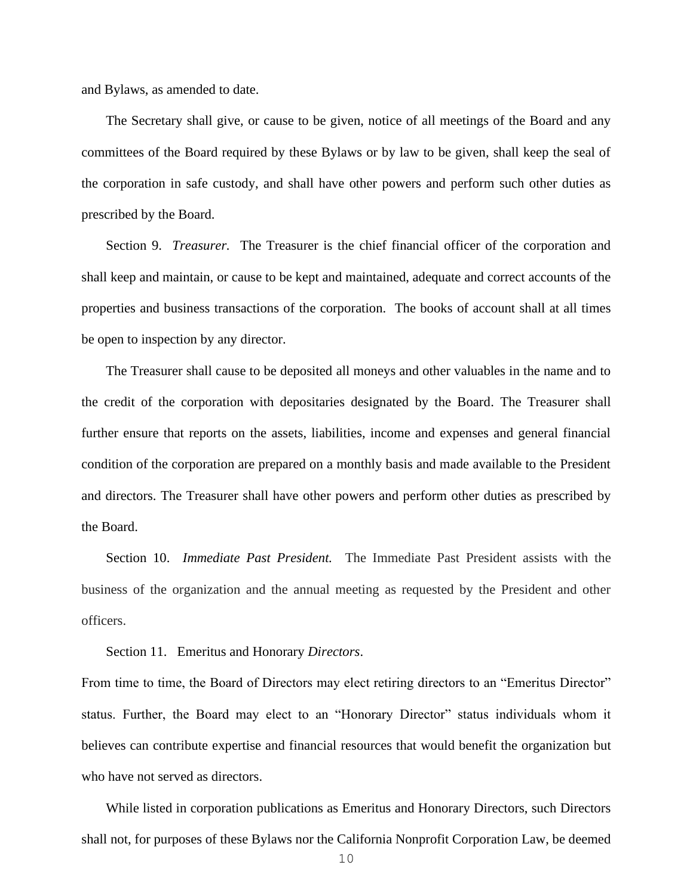and Bylaws, as amended to date.

The Secretary shall give, or cause to be given, notice of all meetings of the Board and any committees of the Board required by these Bylaws or by law to be given, shall keep the seal of the corporation in safe custody, and shall have other powers and perform such other duties as prescribed by the Board.

Section 9. *Treasurer.* The Treasurer is the chief financial officer of the corporation and shall keep and maintain, or cause to be kept and maintained, adequate and correct accounts of the properties and business transactions of the corporation. The books of account shall at all times be open to inspection by any director.

The Treasurer shall cause to be deposited all moneys and other valuables in the name and to the credit of the corporation with depositaries designated by the Board. The Treasurer shall further ensure that reports on the assets, liabilities, income and expenses and general financial condition of the corporation are prepared on a monthly basis and made available to the President and directors. The Treasurer shall have other powers and perform other duties as prescribed by the Board.

Section 10. *Immediate Past President.* The Immediate Past President assists with the business of the organization and the annual meeting as requested by the President and other officers.

Section 11. Emeritus and Honorary *Directors*.

From time to time, the Board of Directors may elect retiring directors to an "Emeritus Director" status. Further, the Board may elect to an "Honorary Director" status individuals whom it believes can contribute expertise and financial resources that would benefit the organization but who have not served as directors.

While listed in corporation publications as Emeritus and Honorary Directors, such Directors shall not, for purposes of these Bylaws nor the California Nonprofit Corporation Law, be deemed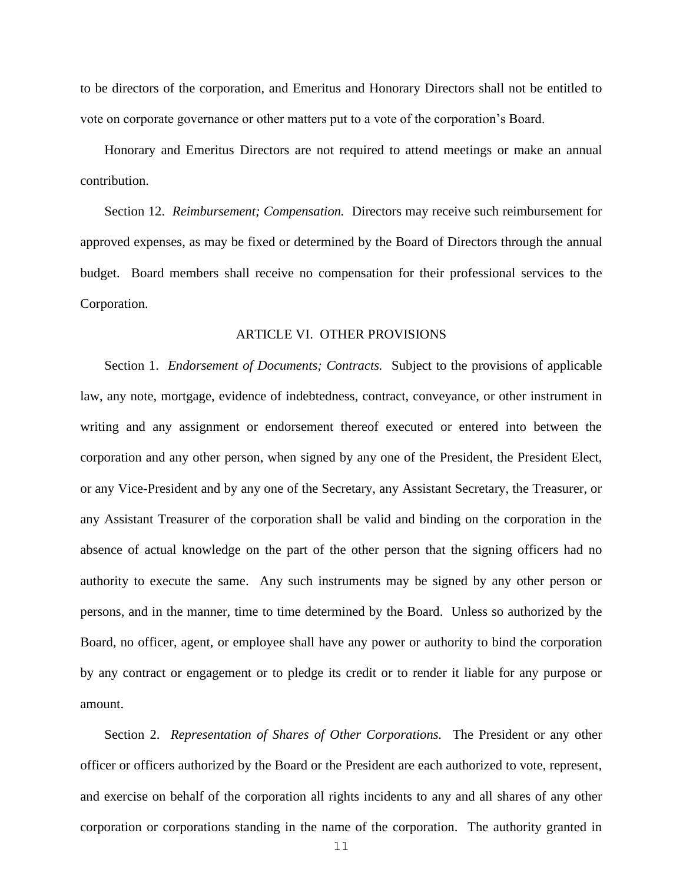to be directors of the corporation, and Emeritus and Honorary Directors shall not be entitled to vote on corporate governance or other matters put to a vote of the corporation's Board.

Honorary and Emeritus Directors are not required to attend meetings or make an annual contribution.

Section 12. *Reimbursement; Compensation.* Directors may receive such reimbursement for approved expenses, as may be fixed or determined by the Board of Directors through the annual budget. Board members shall receive no compensation for their professional services to the Corporation.

## ARTICLE VI. OTHER PROVISIONS

Section 1. *Endorsement of Documents; Contracts.* Subject to the provisions of applicable law, any note, mortgage, evidence of indebtedness, contract, conveyance, or other instrument in writing and any assignment or endorsement thereof executed or entered into between the corporation and any other person, when signed by any one of the President, the President Elect, or any Vice-President and by any one of the Secretary, any Assistant Secretary, the Treasurer, or any Assistant Treasurer of the corporation shall be valid and binding on the corporation in the absence of actual knowledge on the part of the other person that the signing officers had no authority to execute the same. Any such instruments may be signed by any other person or persons, and in the manner, time to time determined by the Board. Unless so authorized by the Board, no officer, agent, or employee shall have any power or authority to bind the corporation by any contract or engagement or to pledge its credit or to render it liable for any purpose or amount.

Section 2. *Representation of Shares of Other Corporations.* The President or any other officer or officers authorized by the Board or the President are each authorized to vote, represent, and exercise on behalf of the corporation all rights incidents to any and all shares of any other corporation or corporations standing in the name of the corporation. The authority granted in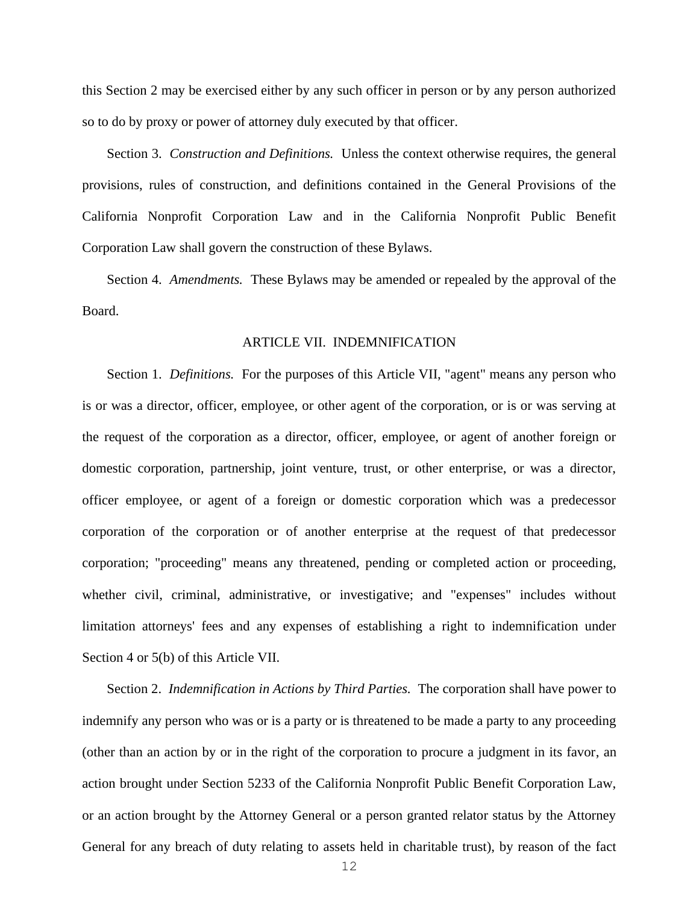this Section 2 may be exercised either by any such officer in person or by any person authorized so to do by proxy or power of attorney duly executed by that officer.

Section 3. *Construction and Definitions.* Unless the context otherwise requires, the general provisions, rules of construction, and definitions contained in the General Provisions of the California Nonprofit Corporation Law and in the California Nonprofit Public Benefit Corporation Law shall govern the construction of these Bylaws.

Section 4. *Amendments.* These Bylaws may be amended or repealed by the approval of the Board.

## ARTICLE VII. INDEMNIFICATION

Section 1. *Definitions.* For the purposes of this Article VII, "agent" means any person who is or was a director, officer, employee, or other agent of the corporation, or is or was serving at the request of the corporation as a director, officer, employee, or agent of another foreign or domestic corporation, partnership, joint venture, trust, or other enterprise, or was a director, officer employee, or agent of a foreign or domestic corporation which was a predecessor corporation of the corporation or of another enterprise at the request of that predecessor corporation; "proceeding" means any threatened, pending or completed action or proceeding, whether civil, criminal, administrative, or investigative; and "expenses" includes without limitation attorneys' fees and any expenses of establishing a right to indemnification under Section 4 or 5(b) of this Article VII.

Section 2. *Indemnification in Actions by Third Parties.* The corporation shall have power to indemnify any person who was or is a party or is threatened to be made a party to any proceeding (other than an action by or in the right of the corporation to procure a judgment in its favor, an action brought under Section 5233 of the California Nonprofit Public Benefit Corporation Law, or an action brought by the Attorney General or a person granted relator status by the Attorney General for any breach of duty relating to assets held in charitable trust), by reason of the fact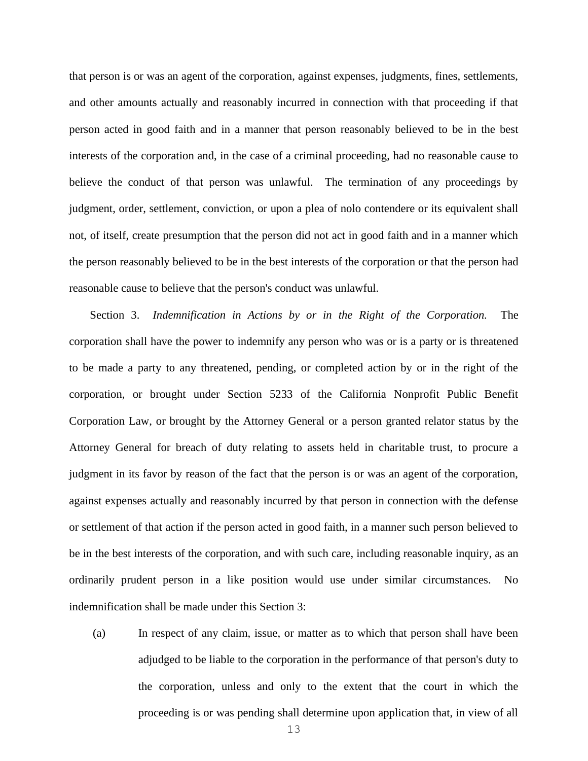that person is or was an agent of the corporation, against expenses, judgments, fines, settlements, and other amounts actually and reasonably incurred in connection with that proceeding if that person acted in good faith and in a manner that person reasonably believed to be in the best interests of the corporation and, in the case of a criminal proceeding, had no reasonable cause to believe the conduct of that person was unlawful. The termination of any proceedings by judgment, order, settlement, conviction, or upon a plea of nolo contendere or its equivalent shall not, of itself, create presumption that the person did not act in good faith and in a manner which the person reasonably believed to be in the best interests of the corporation or that the person had reasonable cause to believe that the person's conduct was unlawful.

Section 3. *Indemnification in Actions by or in the Right of the Corporation.* The corporation shall have the power to indemnify any person who was or is a party or is threatened to be made a party to any threatened, pending, or completed action by or in the right of the corporation, or brought under Section 5233 of the California Nonprofit Public Benefit Corporation Law, or brought by the Attorney General or a person granted relator status by the Attorney General for breach of duty relating to assets held in charitable trust, to procure a judgment in its favor by reason of the fact that the person is or was an agent of the corporation, against expenses actually and reasonably incurred by that person in connection with the defense or settlement of that action if the person acted in good faith, in a manner such person believed to be in the best interests of the corporation, and with such care, including reasonable inquiry, as an ordinarily prudent person in a like position would use under similar circumstances. No indemnification shall be made under this Section 3:

(a) In respect of any claim, issue, or matter as to which that person shall have been adjudged to be liable to the corporation in the performance of that person's duty to the corporation, unless and only to the extent that the court in which the proceeding is or was pending shall determine upon application that, in view of all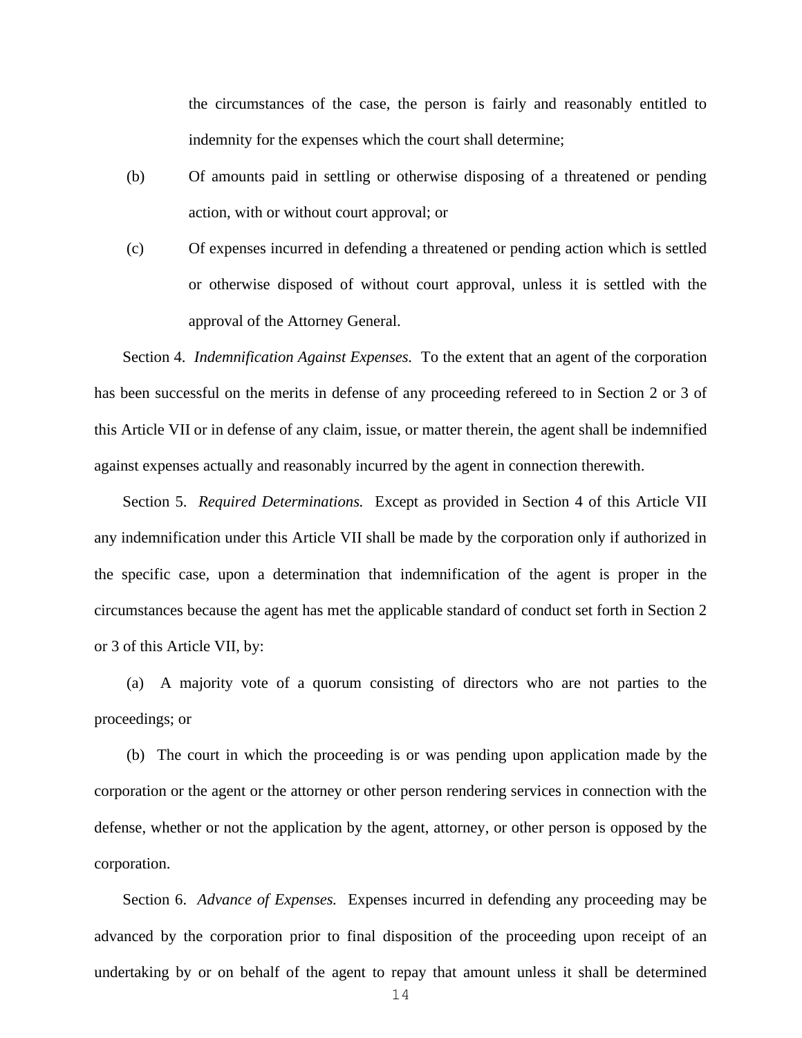the circumstances of the case, the person is fairly and reasonably entitled to indemnity for the expenses which the court shall determine;

(b) Of amounts paid in settling or otherwise disposing of a threatened or pending action, with or without court approval; or

(c) Of expenses incurred in defending a threatened or pending action which is settled or otherwise disposed of without court approval, unless it is settled with the approval of the Attorney General.

Section 4. *Indemnification Against Expenses.* To the extent that an agent of the corporation has been successful on the merits in defense of any proceeding refereed to in Section 2 or 3 of this Article VII or in defense of any claim, issue, or matter therein, the agent shall be indemnified against expenses actually and reasonably incurred by the agent in connection therewith.

Section 5. *Required Determinations.* Except as provided in Section 4 of this Article VII any indemnification under this Article VII shall be made by the corporation only if authorized in the specific case, upon a determination that indemnification of the agent is proper in the circumstances because the agent has met the applicable standard of conduct set forth in Section 2 or 3 of this Article VII, by:

(a) A majority vote of a quorum consisting of directors who are not parties to the proceedings; or

(b) The court in which the proceeding is or was pending upon application made by the corporation or the agent or the attorney or other person rendering services in connection with the defense, whether or not the application by the agent, attorney, or other person is opposed by the corporation.

Section 6. *Advance of Expenses.* Expenses incurred in defending any proceeding may be advanced by the corporation prior to final disposition of the proceeding upon receipt of an undertaking by or on behalf of the agent to repay that amount unless it shall be determined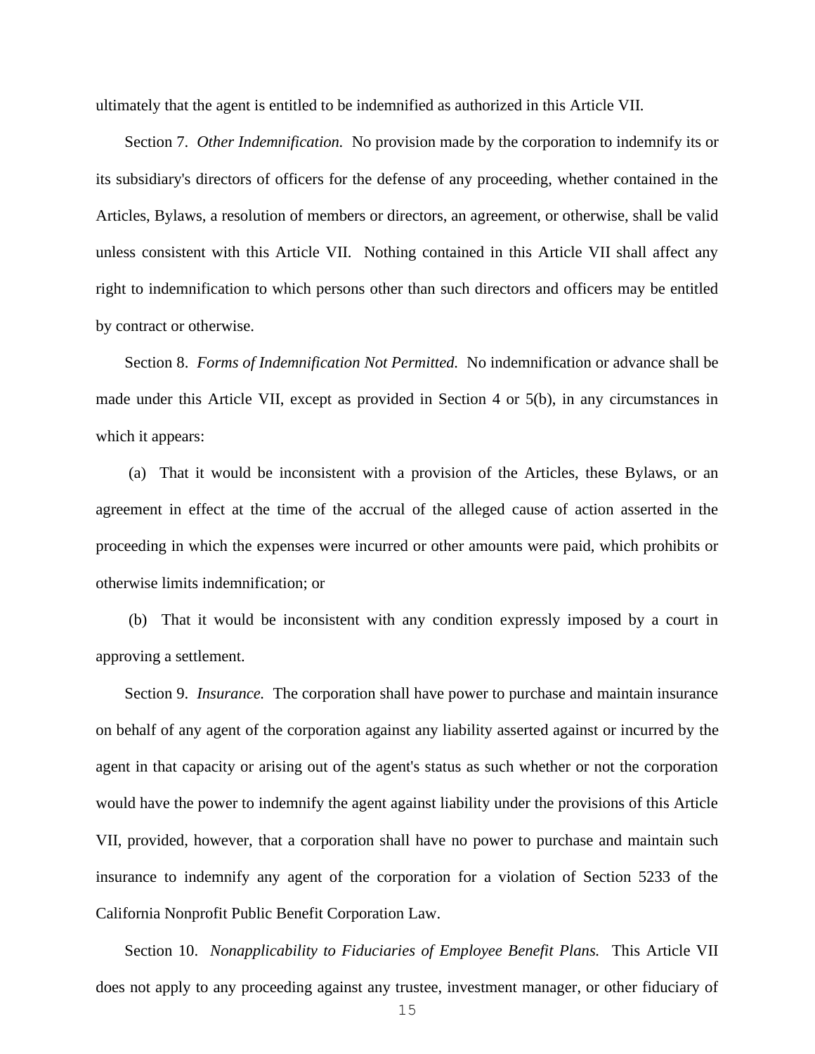ultimately that the agent is entitled to be indemnified as authorized in this Article VII.

Section 7. *Other Indemnification.* No provision made by the corporation to indemnify its or its subsidiary's directors of officers for the defense of any proceeding, whether contained in the Articles, Bylaws, a resolution of members or directors, an agreement, or otherwise, shall be valid unless consistent with this Article VII. Nothing contained in this Article VII shall affect any right to indemnification to which persons other than such directors and officers may be entitled by contract or otherwise.

Section 8. *Forms of Indemnification Not Permitted.* No indemnification or advance shall be made under this Article VII, except as provided in Section 4 or 5(b), in any circumstances in which it appears:

(a) That it would be inconsistent with a provision of the Articles, these Bylaws, or an agreement in effect at the time of the accrual of the alleged cause of action asserted in the proceeding in which the expenses were incurred or other amounts were paid, which prohibits or otherwise limits indemnification; or

(b) That it would be inconsistent with any condition expressly imposed by a court in approving a settlement.

Section 9. *Insurance.* The corporation shall have power to purchase and maintain insurance on behalf of any agent of the corporation against any liability asserted against or incurred by the agent in that capacity or arising out of the agent's status as such whether or not the corporation would have the power to indemnify the agent against liability under the provisions of this Article VII, provided, however, that a corporation shall have no power to purchase and maintain such insurance to indemnify any agent of the corporation for a violation of Section 5233 of the California Nonprofit Public Benefit Corporation Law.

Section 10. *Nonapplicability to Fiduciaries of Employee Benefit Plans.* This Article VII does not apply to any proceeding against any trustee, investment manager, or other fiduciary of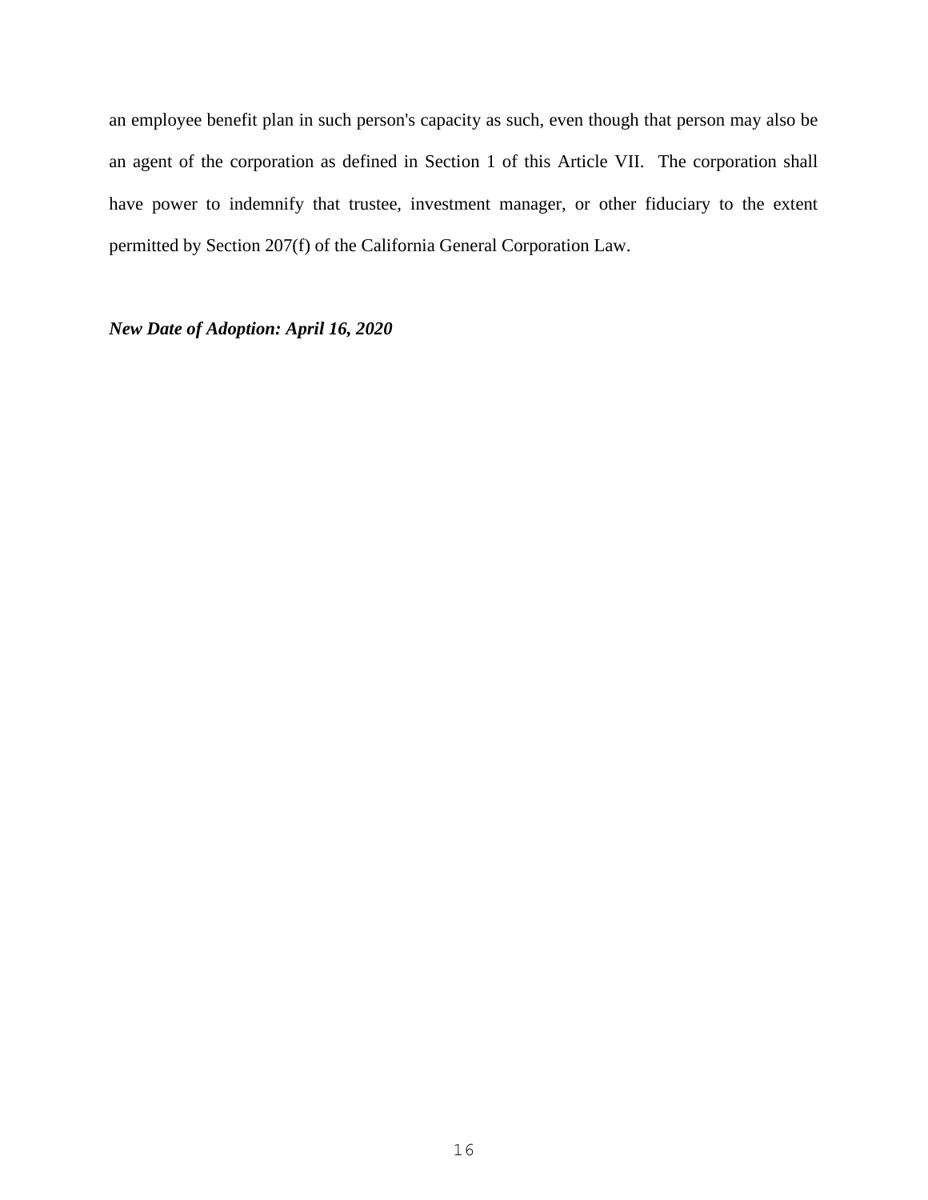an employee benefit plan in such person's capacity as such, even though that person may also be an agent of the corporation as defined in Section 1 of this Article VII. The corporation shall have power to indemnify that trustee, investment manager, or other fiduciary to the extent permitted by Section 207(f) of the California General Corporation Law.

***New Date of Adoption: April 16, 2020***